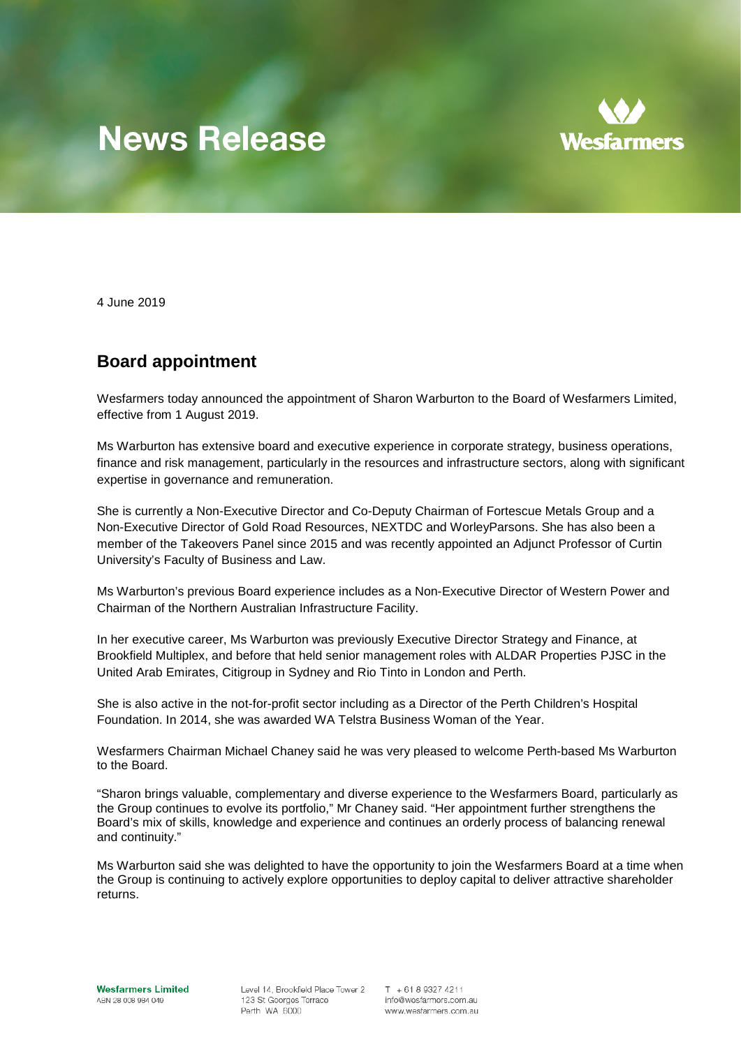# News Release

4 June 2019

## Board appointment

Wesfarmers today announced the appointment of Sharon Warburton to the Board of Wesfarmers Limited, effective from 1 August 2019.

Ms Warburton has extensive board and executive experience in corporate strategy, business operations, finance and risk management, particularly in the resources and infrastructure sectors, along with significant expertise in governance and remuneration.

She is currently a Non-Executive Director and Co-Deputy Chairman of Fortescue Metals Group and a Non-Executive Director of Gold Road Resources, NEXTDC and WorleyParsons. She has also been a member of the Takeovers Panel since 2015 and was recently appointed an Adjunct Professor of Curtin University's Faculty of Business and Law.

Ms Warburton's previous Board experience includes as a Non-Executive Director of Western Power and Chairman of the Northern Australian Infrastructure Facility.

In her executive career, Ms Warburton was previously Executive Director Strategy and Finance, at Brookfield Multiplex, and before that held senior management roles with ALDAR Properties PJSC in the United Arab Emirates, Citigroup in Sydney and Rio Tinto in London and Perth.

She is also active in the not-for-profit sector including as a Director of the Perth Children's Hospital Foundation. In 2014, she was awarded WA Telstra Business Woman of the Year.

Wesfarmers Chairman Michael Chaney said he was very pleased to welcome Perth-based Ms Warburton to the Board.

"Sharon brings valuable, complementary and diverse experience to the Wesfarmers Board, particularly as the Group continues to evolve its portfolio," Mr Chaney said. "Her appointment further strengthens the Board's mix of skills, knowledge and experience and continues an orderly process of balancing renewal and continuity."

Ms Warburton said she was delighted to have the opportunity to join the Wesfarmers Board at a time when the Group is continuing to actively explore opportunities to deploy capital to deliver attractive shareholder returns.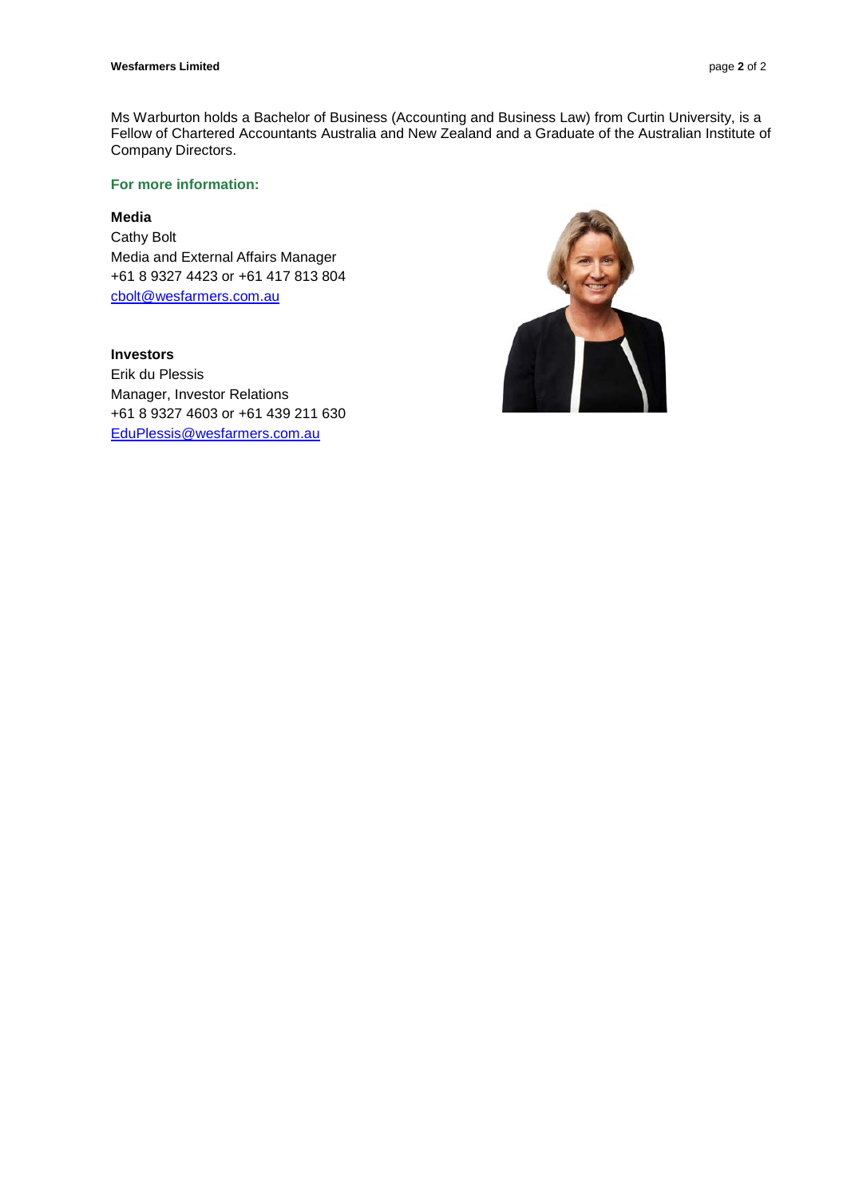Ms Warburton holds a Bachelor of Business (Accounting and Business Law) from Curtin University, is a Fellow of Chartered Accountants Australia and New Zealand and a Graduate of the Australian Institute of Company Directors.

**For more information:**

**Media**
Cathy Bolt
Media and External Affairs Manager
+61 8 9327 4423 or +61 417 813 804
cbolt@wesfarmers.com.au

**Investors**
Erik du Plessis
Manager, Investor Relations
+61 8 9327 4603 or +61 439 211 630
EduPlessis@wesfarmers.com.au